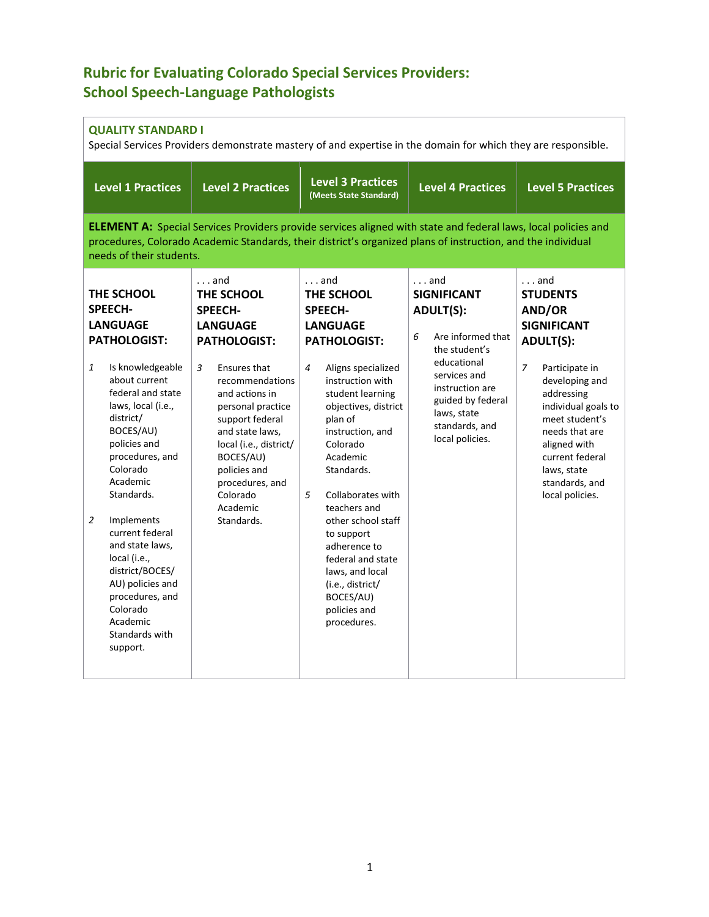# Rubric for Evaluating Colorado Special Services Providers: School Speech-Language Pathologists

**QUALITY STANDARD I**
Special Services Providers demonstrate mastery of and expertise in the domain for which they are responsible.

| Level 1 Practices | Level 2 Practices | Level 3 Practices (Meets State Standard) | Level 4 Practices | Level 5 Practices |
|---|---|---|---|---|
| **ELEMENT A:** Special Services Providers provide services aligned with state and federal laws, local policies and procedures, Colorado Academic Standards, their district's organized plans of instruction, and the individual needs of their students. | | | | |
| **THE SCHOOL SPEECH-LANGUAGE PATHOLOGIST:** | . . . and **THE SCHOOL SPEECH-LANGUAGE PATHOLOGIST:** | . . . and **THE SCHOOL SPEECH-LANGUAGE PATHOLOGIST:** | . . . and **SIGNIFICANT ADULT(S):** | . . . and **STUDENTS AND/OR SIGNIFICANT ADULT(S):** |
| *1* Is knowledgeable about current federal and state laws, local (i.e., district/ BOCES/AU) policies and procedures, and Colorado Academic Standards.<br><br>*2* Implements current federal and state laws, local (i.e., district/BOCES/ AU) policies and procedures, and Colorado Academic Standards with support. | *3* Ensures that recommendations and actions in personal practice support federal and state laws, local (i.e., district/ BOCES/AU) policies and procedures, and Colorado Academic Standards. | *4* Aligns specialized instruction with student learning objectives, district plan of instruction, and Colorado Academic Standards.<br><br>*5* Collaborates with teachers and other school staff to support adherence to federal and state laws, and local (i.e., district/ BOCES/AU) policies and procedures. | *6* Are informed that the student's educational services and instruction are guided by federal laws, state standards, and local policies. | *7* Participate in developing and addressing individual goals to meet student's needs that are aligned with current federal laws, state standards, and local policies. |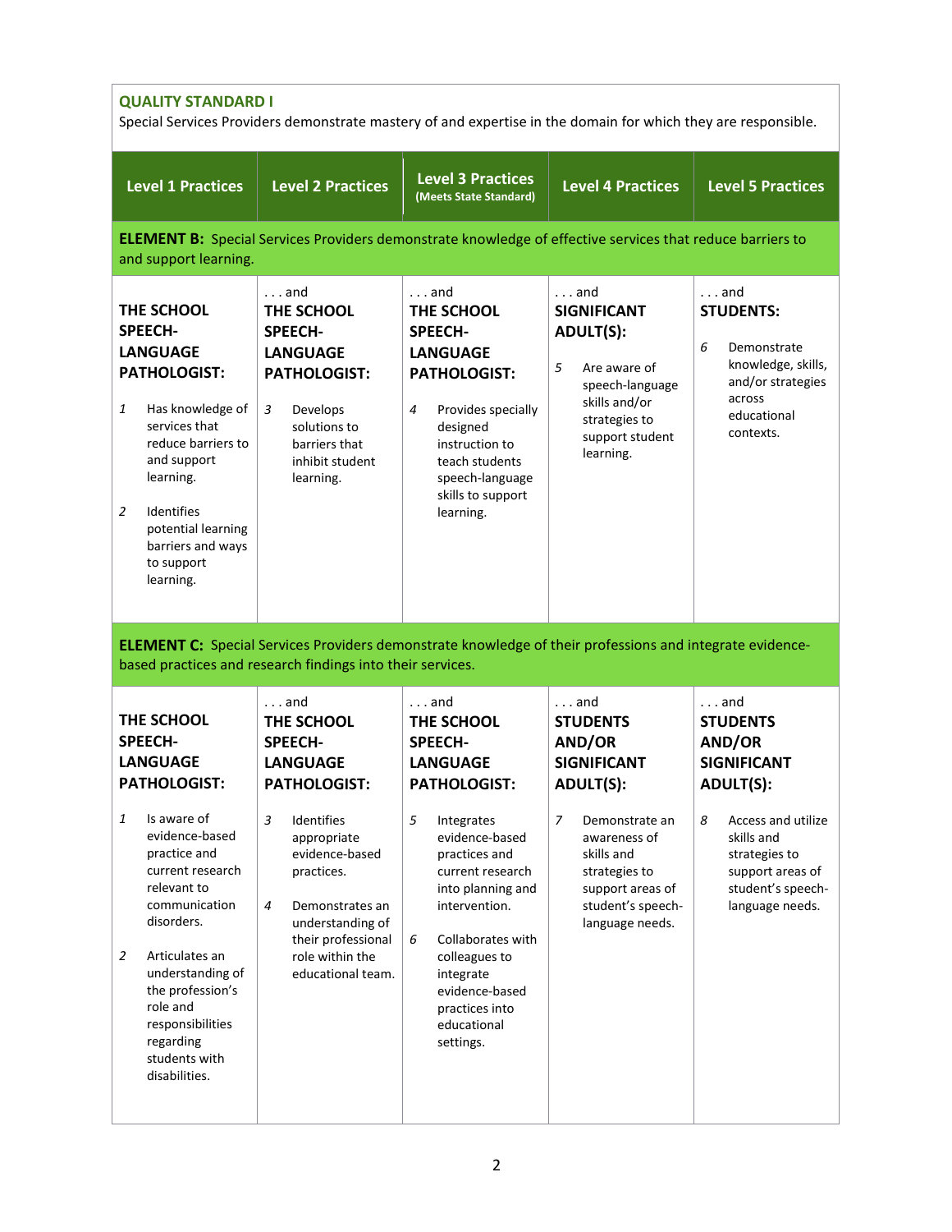**QUALITY STANDARD I**
Special Services Providers demonstrate mastery of and expertise in the domain for which they are responsible.

| Level 1 Practices | Level 2 Practices | Level 3 Practices (Meets State Standard) | Level 4 Practices | Level 5 Practices |
|---|---|---|---|---|
| **ELEMENT B:** Special Services Providers demonstrate knowledge of effective services that reduce barriers to and support learning. | | | | |
| **THE SCHOOL SPEECH-LANGUAGE PATHOLOGIST:**<br><br>1 Has knowledge of services that reduce barriers to and support learning.<br><br>2 Identifies potential learning barriers and ways to support learning. | . . . and **THE SCHOOL SPEECH-LANGUAGE PATHOLOGIST:**<br><br>3 Develops solutions to barriers that inhibit student learning. | . . . and **THE SCHOOL SPEECH-LANGUAGE PATHOLOGIST:**<br><br>4 Provides specially designed instruction to teach students speech-language skills to support learning. | . . . and **SIGNIFICANT ADULT(S):**<br><br>5 Are aware of speech-language skills and/or strategies to support student learning. | . . . and **STUDENTS:**<br><br>6 Demonstrate knowledge, skills, and/or strategies across educational contexts. |
| **ELEMENT C:** Special Services Providers demonstrate knowledge of their professions and integrate evidence-based practices and research findings into their services. | | | | |
| **THE SCHOOL SPEECH-LANGUAGE PATHOLOGIST:**<br><br>1 Is aware of evidence-based practice and current research relevant to communication disorders.<br><br>2 Articulates an understanding of the profession's role and responsibilities regarding students with disabilities. | . . . and **THE SCHOOL SPEECH-LANGUAGE PATHOLOGIST:**<br><br>3 Identifies appropriate evidence-based practices.<br><br>4 Demonstrates an understanding of their professional role within the educational team. | . . . and **THE SCHOOL SPEECH-LANGUAGE PATHOLOGIST:**<br><br>5 Integrates evidence-based practices and current research into planning and intervention.<br><br>6 Collaborates with colleagues to integrate evidence-based practices into educational settings. | . . . and **STUDENTS AND/OR SIGNIFICANT ADULT(S):**<br><br>7 Demonstrate an awareness of skills and strategies to support areas of student's speech-language needs. | . . . and **STUDENTS AND/OR SIGNIFICANT ADULT(S):**<br><br>8 Access and utilize skills and strategies to support areas of student's speech-language needs. |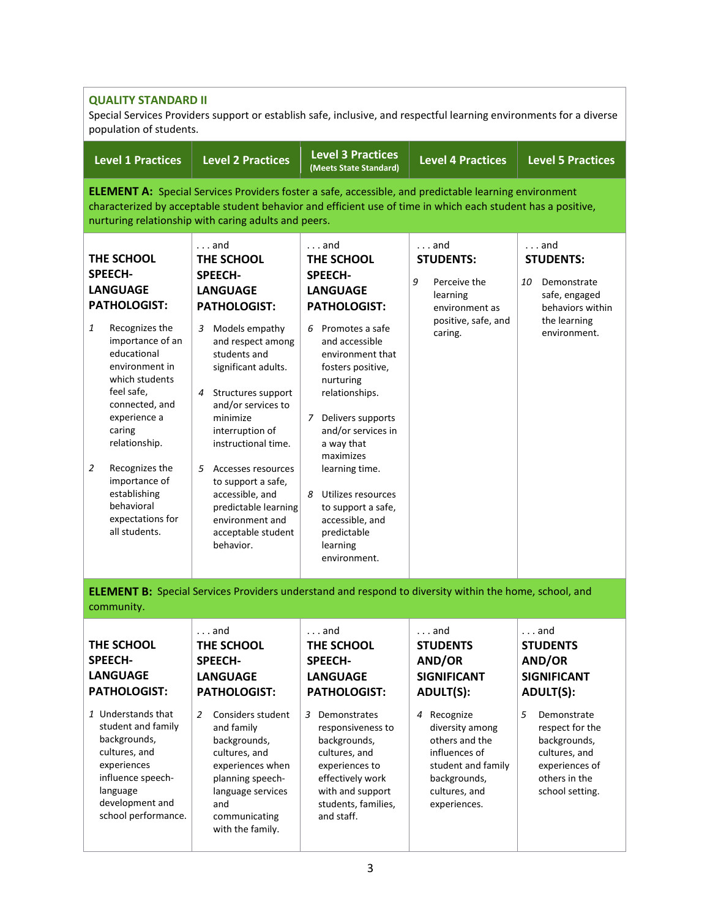## QUALITY STANDARD II

Special Services Providers support or establish safe, inclusive, and respectful learning environments for a diverse population of students.

| Level 1 Practices | Level 2 Practices | Level 3 Practices (Meets State Standard) | Level 4 Practices | Level 5 Practices |
|---|---|---|---|---|
| **ELEMENT A:** Special Services Providers foster a safe, accessible, and predictable learning environment characterized by acceptable student behavior and efficient use of time in which each student has a positive, nurturing relationship with caring adults and peers. | | | | |
| **THE SCHOOL SPEECH-LANGUAGE PATHOLOGIST:** | . . . and **THE SCHOOL SPEECH-LANGUAGE PATHOLOGIST:** | . . . and **THE SCHOOL SPEECH-LANGUAGE PATHOLOGIST:** | . . . and **STUDENTS:** | . . . and **STUDENTS:** |
| 1 Recognizes the importance of an educational environment in which students feel safe, connected, and experience a caring relationship.<br><br>2 Recognizes the importance of establishing behavioral expectations for all students. | 3 Models empathy and respect among students and significant adults.<br><br>4 Structures support and/or services to minimize interruption of instructional time.<br><br>5 Accesses resources to support a safe, accessible, and predictable learning environment and acceptable student behavior. | 6 Promotes a safe and accessible environment that fosters positive, nurturing relationships.<br><br>7 Delivers supports and/or services in a way that maximizes learning time.<br><br>8 Utilizes resources to support a safe, accessible, and predictable learning environment. | 9 Perceive the learning environment as positive, safe, and caring. | 10 Demonstrate safe, engaged behaviors within the learning environment. |
| **ELEMENT B:** Special Services Providers understand and respond to diversity within the home, school, and community. | | | | |
| **THE SCHOOL SPEECH-LANGUAGE PATHOLOGIST:** | . . . and **THE SCHOOL SPEECH-LANGUAGE PATHOLOGIST:** | . . . and **THE SCHOOL SPEECH-LANGUAGE PATHOLOGIST:** | . . . and **STUDENTS AND/OR SIGNIFICANT ADULT(S):** | . . . and **STUDENTS AND/OR SIGNIFICANT ADULT(S):** |
| 1 Understands that student and family backgrounds, cultures, and experiences influence speech-language development and school performance. | 2 Considers student and family backgrounds, cultures, and experiences when planning speech-language services and communicating with the family. | 3 Demonstrates responsiveness to backgrounds, cultures, and experiences to effectively work with and support students, families, and staff. | 4 Recognize diversity among others and the influences of student and family backgrounds, cultures, and experiences. | 5 Demonstrate respect for the backgrounds, cultures, and experiences of others in the school setting. |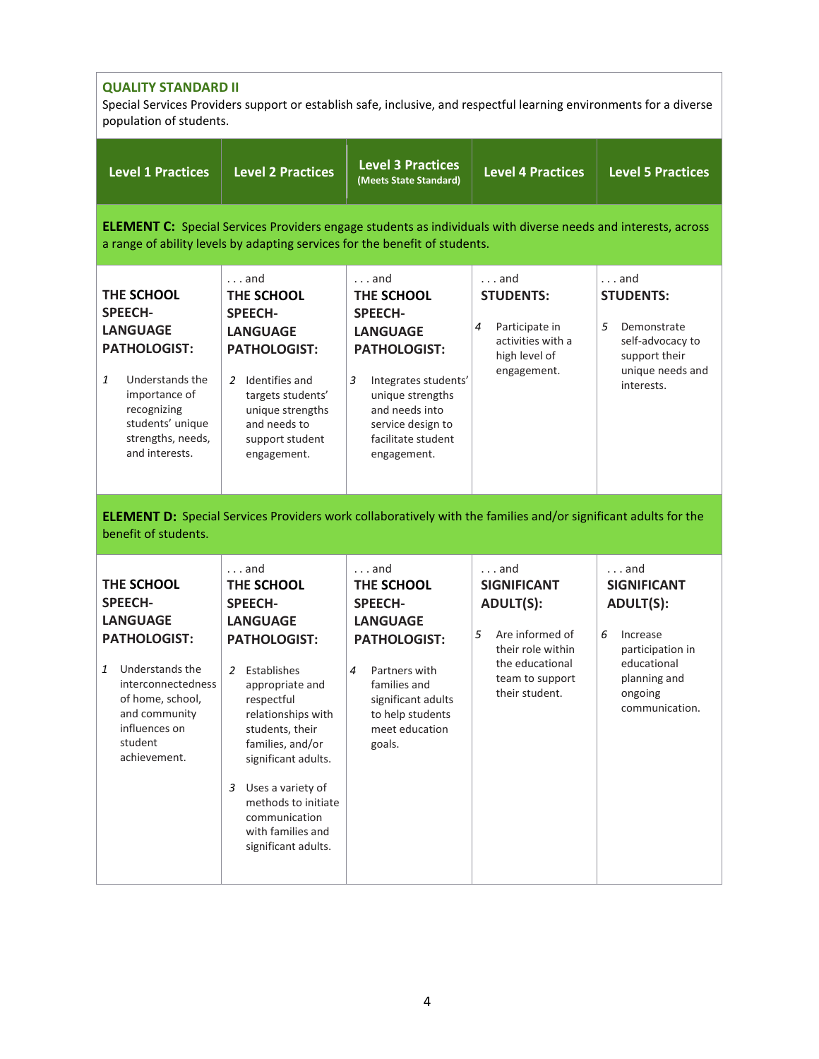**QUALITY STANDARD II**

Special Services Providers support or establish safe, inclusive, and respectful learning environments for a diverse population of students.

| Level 1 Practices | Level 2 Practices | Level 3 Practices (Meets State Standard) | Level 4 Practices | Level 5 Practices |
|---|---|---|---|---|
| **ELEMENT C:** Special Services Providers engage students as individuals with diverse needs and interests, across a range of ability levels by adapting services for the benefit of students. | | | | |
| **THE SCHOOL SPEECH-LANGUAGE PATHOLOGIST:** 1 Understands the importance of recognizing students' unique strengths, needs, and interests. | . . . and **THE SCHOOL SPEECH-LANGUAGE PATHOLOGIST:** 2 Identifies and targets students' unique strengths and needs to support student engagement. | . . . and **THE SCHOOL SPEECH-LANGUAGE PATHOLOGIST:** 3 Integrates students' unique strengths and needs into service design to facilitate student engagement. | . . . and **STUDENTS:** 4 Participate in activities with a high level of engagement. | . . . and **STUDENTS:** 5 Demonstrate self-advocacy to support their unique needs and interests. |
| **ELEMENT D:** Special Services Providers work collaboratively with the families and/or significant adults for the benefit of students. | | | | |
| **THE SCHOOL SPEECH-LANGUAGE PATHOLOGIST:** 1 Understands the interconnectedness of home, school, and community influences on student achievement. | . . . and **THE SCHOOL SPEECH-LANGUAGE PATHOLOGIST:** 2 Establishes appropriate and respectful relationships with students, their families, and/or significant adults. 3 Uses a variety of methods to initiate communication with families and significant adults. | . . . and **THE SCHOOL SPEECH-LANGUAGE PATHOLOGIST:** 4 Partners with families and significant adults to help students meet education goals. | . . . and **SIGNIFICANT ADULT(S):** 5 Are informed of their role within the educational team to support their student. | . . . and **SIGNIFICANT ADULT(S):** 6 Increase participation in educational planning and ongoing communication. |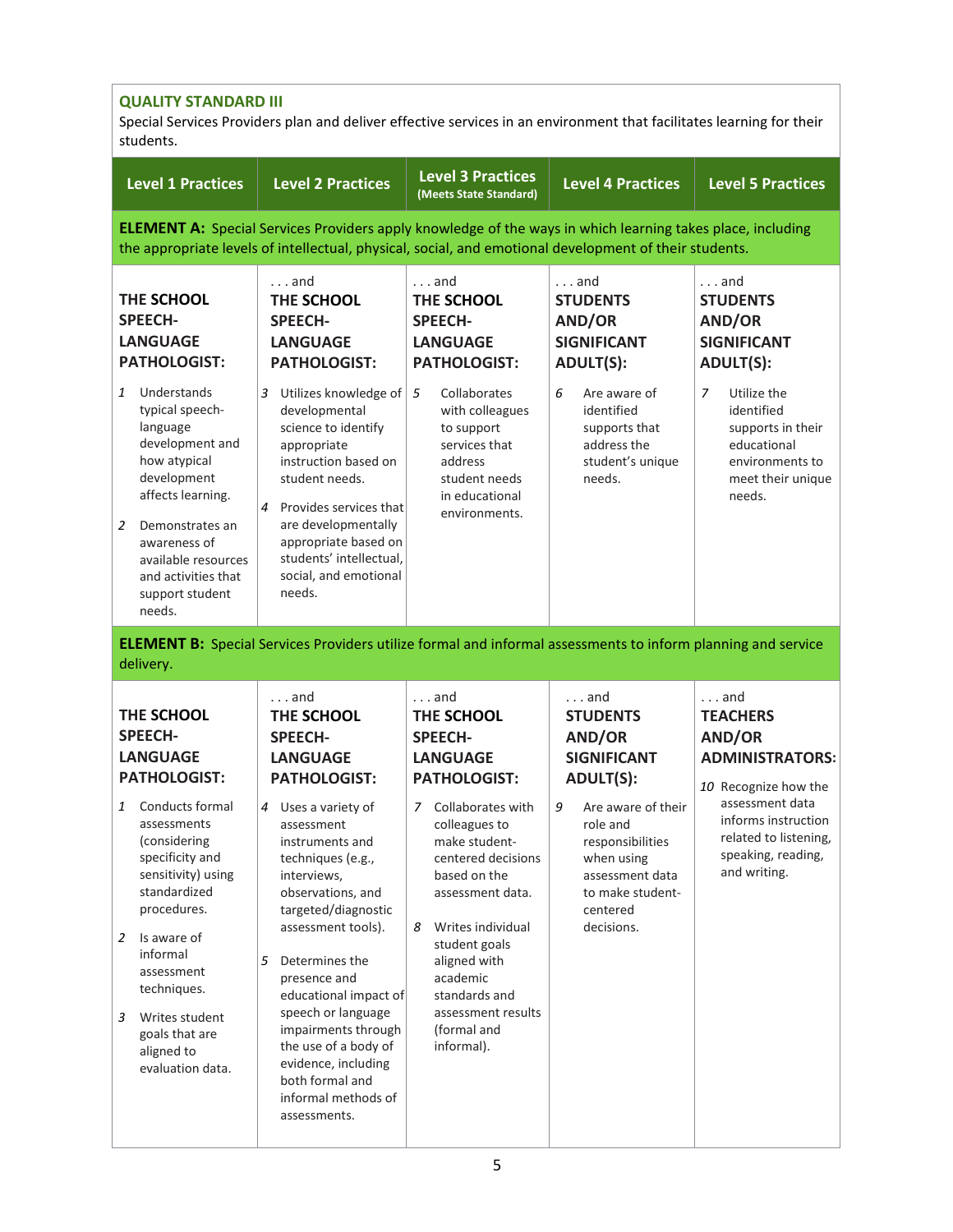**QUALITY STANDARD III**

Special Services Providers plan and deliver effective services in an environment that facilitates learning for their students.

| Level 1 Practices | Level 2 Practices | Level 3 Practices (Meets State Standard) | Level 4 Practices | Level 5 Practices |
|---|---|---|---|---|
| **ELEMENT A:** Special Services Providers apply knowledge of the ways in which learning takes place, including the appropriate levels of intellectual, physical, social, and emotional development of their students. | | | | |
| **THE SCHOOL SPEECH-LANGUAGE PATHOLOGIST:** | . . . and **THE SCHOOL SPEECH-LANGUAGE PATHOLOGIST:** | . . . and **THE SCHOOL SPEECH-LANGUAGE PATHOLOGIST:** | . . . and **STUDENTS AND/OR SIGNIFICANT ADULT(S):** | . . . and **STUDENTS AND/OR SIGNIFICANT ADULT(S):** |
| 1 Understands typical speech-language development and how atypical development affects learning.<br><br>2 Demonstrates an awareness of available resources and activities that support student needs. | 3 Utilizes knowledge of developmental science to identify appropriate instruction based on student needs.<br><br>4 Provides services that are developmentally appropriate based on students' intellectual, social, and emotional needs. | 5 Collaborates with colleagues to support services that address student needs in educational environments. | 6 Are aware of identified supports that address the student's unique needs. | 7 Utilize the identified supports in their educational environments to meet their unique needs. |
| **ELEMENT B:** Special Services Providers utilize formal and informal assessments to inform planning and service delivery. | | | | |
| **THE SCHOOL SPEECH-LANGUAGE PATHOLOGIST:** | . . . and **THE SCHOOL SPEECH-LANGUAGE PATHOLOGIST:** | . . . and **THE SCHOOL SPEECH-LANGUAGE PATHOLOGIST:** | . . . and **STUDENTS AND/OR SIGNIFICANT ADULT(S):** | . . . and **TEACHERS AND/OR ADMINISTRATORS:** |
| 1 Conducts formal assessments (considering specificity and sensitivity) using standardized procedures.<br><br>2 Is aware of informal assessment techniques.<br><br>3 Writes student goals that are aligned to evaluation data. | 4 Uses a variety of assessment instruments and techniques (e.g., interviews, observations, and targeted/diagnostic assessment tools).<br><br>5 Determines the presence and educational impact of speech or language impairments through the use of a body of evidence, including both formal and informal methods of assessments. | 7 Collaborates with colleagues to make student-centered decisions based on the assessment data.<br><br>8 Writes individual student goals aligned with academic standards and assessment results (formal and informal). | 9 Are aware of their role and responsibilities when using assessment data to make student-centered decisions. | 10 Recognize how the assessment data informs instruction related to listening, speaking, reading, and writing. |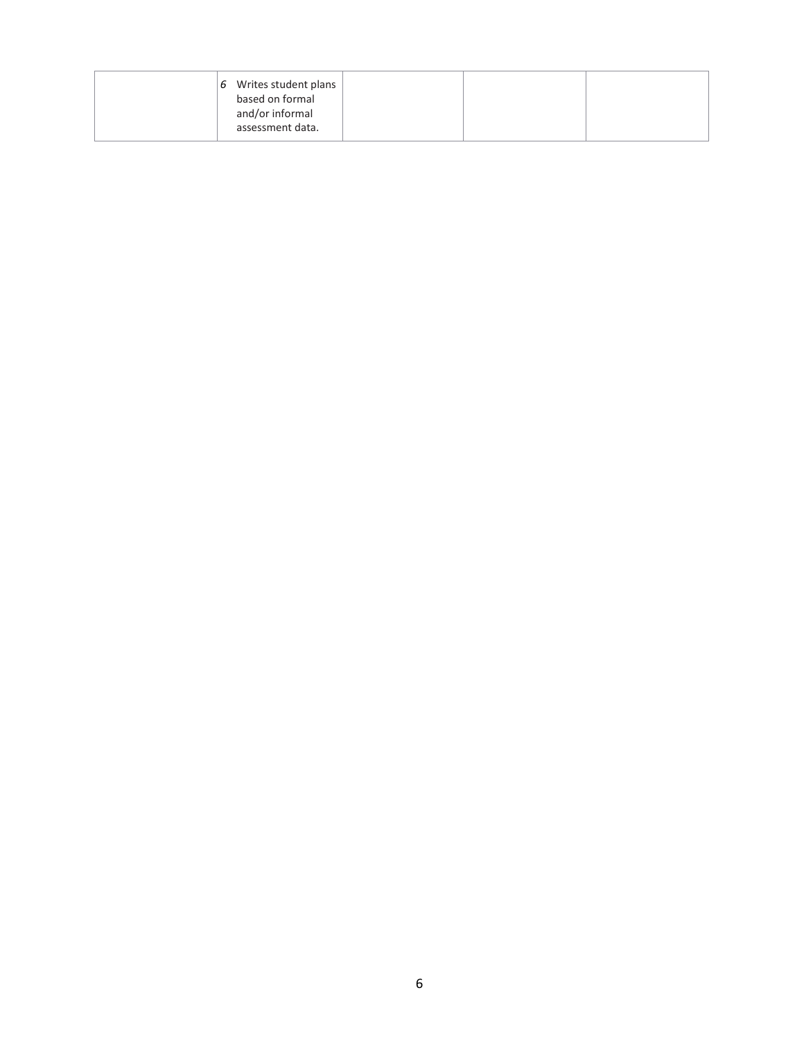| | | | | |
|---|---|---|---|---|
| | *6* Writes student plans based on formal and/or informal assessment data. | | | |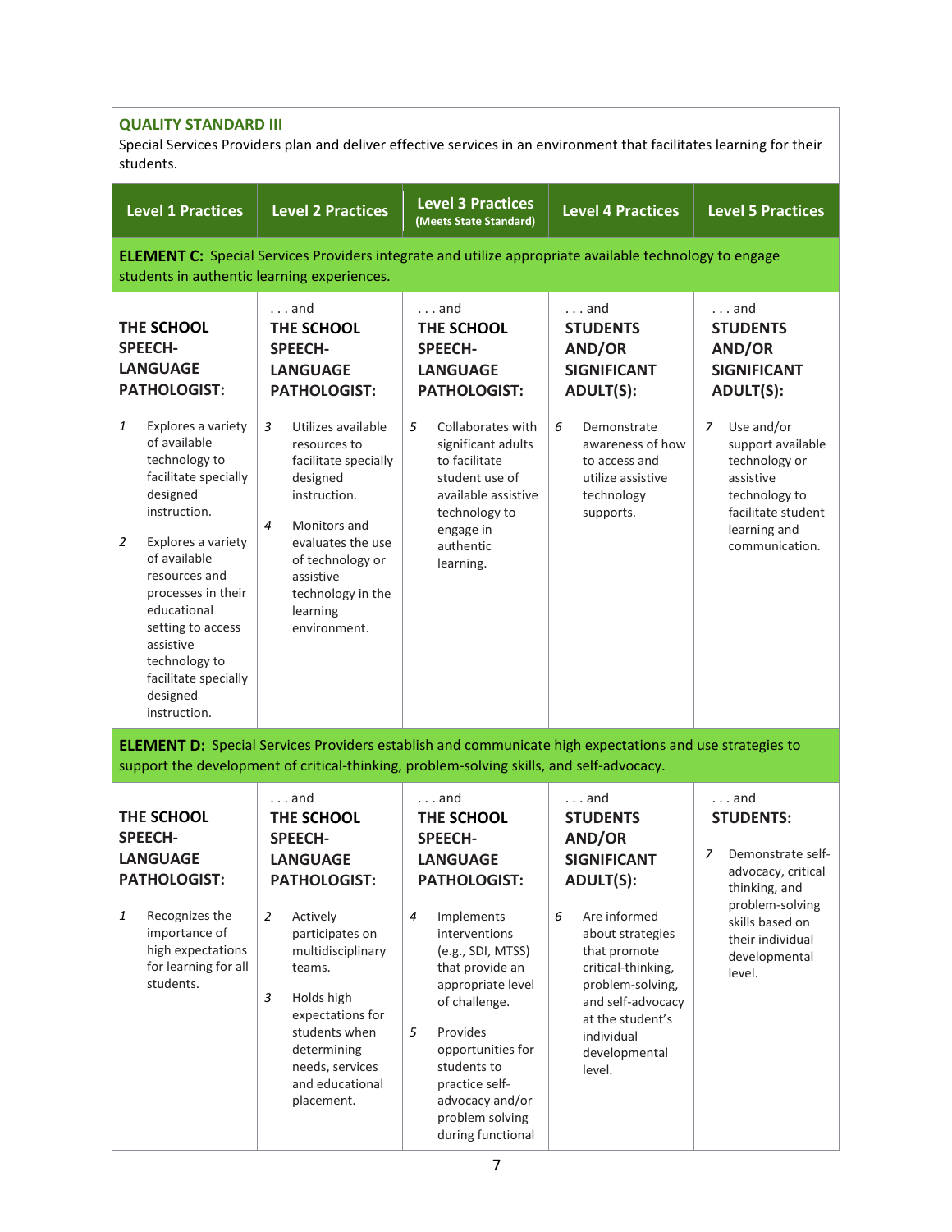**QUALITY STANDARD III**
Special Services Providers plan and deliver effective services in an environment that facilitates learning for their students.

| Level 1 Practices | Level 2 Practices | Level 3 Practices (Meets State Standard) | Level 4 Practices | Level 5 Practices |
|---|---|---|---|---|
| **ELEMENT C:** Special Services Providers integrate and utilize appropriate available technology to engage students in authentic learning experiences. | | | | |
| **THE SCHOOL SPEECH-LANGUAGE PATHOLOGIST:** | . . . and **THE SCHOOL SPEECH-LANGUAGE PATHOLOGIST:** | . . . and **THE SCHOOL SPEECH-LANGUAGE PATHOLOGIST:** | . . . and **STUDENTS AND/OR SIGNIFICANT ADULT(S):** | . . . and **STUDENTS AND/OR SIGNIFICANT ADULT(S):** |
| 1 Explores a variety of available technology to facilitate specially designed instruction.<br><br>2 Explores a variety of available resources and processes in their educational setting to access assistive technology to facilitate specially designed instruction. | 3 Utilizes available resources to facilitate specially designed instruction.<br><br>4 Monitors and evaluates the use of technology or assistive technology in the learning environment. | 5 Collaborates with significant adults to facilitate student use of available assistive technology to engage in authentic learning. | 6 Demonstrate awareness of how to access and utilize assistive technology supports. | 7 Use and/or support available technology or assistive technology to facilitate student learning and communication. |
| **ELEMENT D:** Special Services Providers establish and communicate high expectations and use strategies to support the development of critical-thinking, problem-solving skills, and self-advocacy. | | | | |
| **THE SCHOOL SPEECH-LANGUAGE PATHOLOGIST:** | . . . and **THE SCHOOL SPEECH-LANGUAGE PATHOLOGIST:** | . . . and **THE SCHOOL SPEECH-LANGUAGE PATHOLOGIST:** | . . . and **STUDENTS AND/OR SIGNIFICANT ADULT(S):** | . . . and **STUDENTS:** |
| 1 Recognizes the importance of high expectations for learning for all students. | 2 Actively participates on multidisciplinary teams.<br><br>3 Holds high expectations for students when determining needs, services and educational placement. | 4 Implements interventions (e.g., SDI, MTSS) that provide an appropriate level of challenge.<br><br>5 Provides opportunities for students to practice self-advocacy and/or problem solving during functional | 6 Are informed about strategies that promote critical-thinking, problem-solving, and self-advocacy at the student's individual developmental level. | 7 Demonstrate self-advocacy, critical thinking, and problem-solving skills based on their individual developmental level. |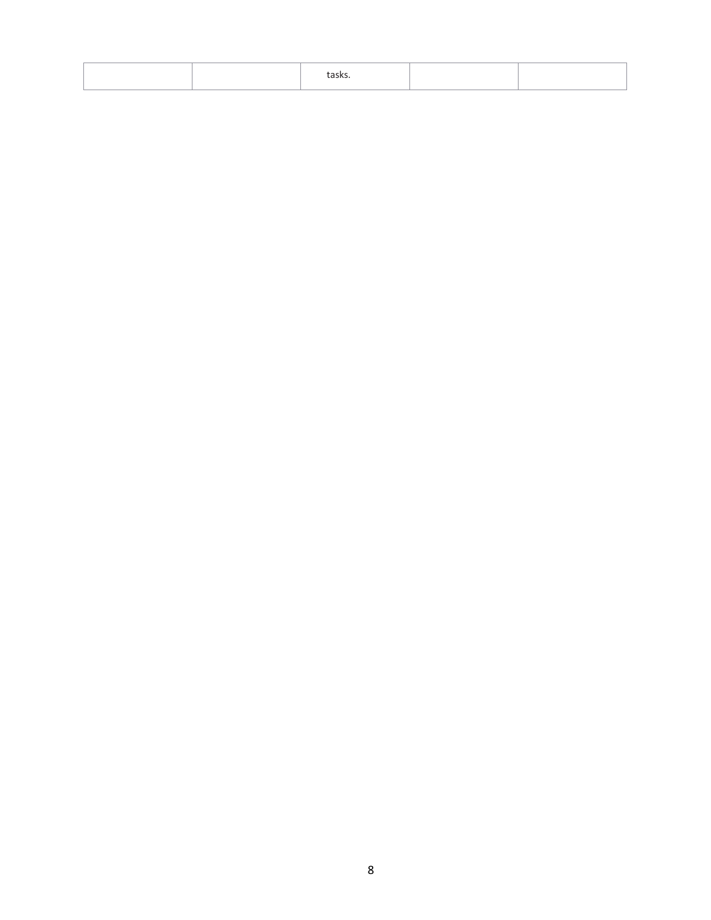| | | tasks. | | |
|---|---|---|---|---|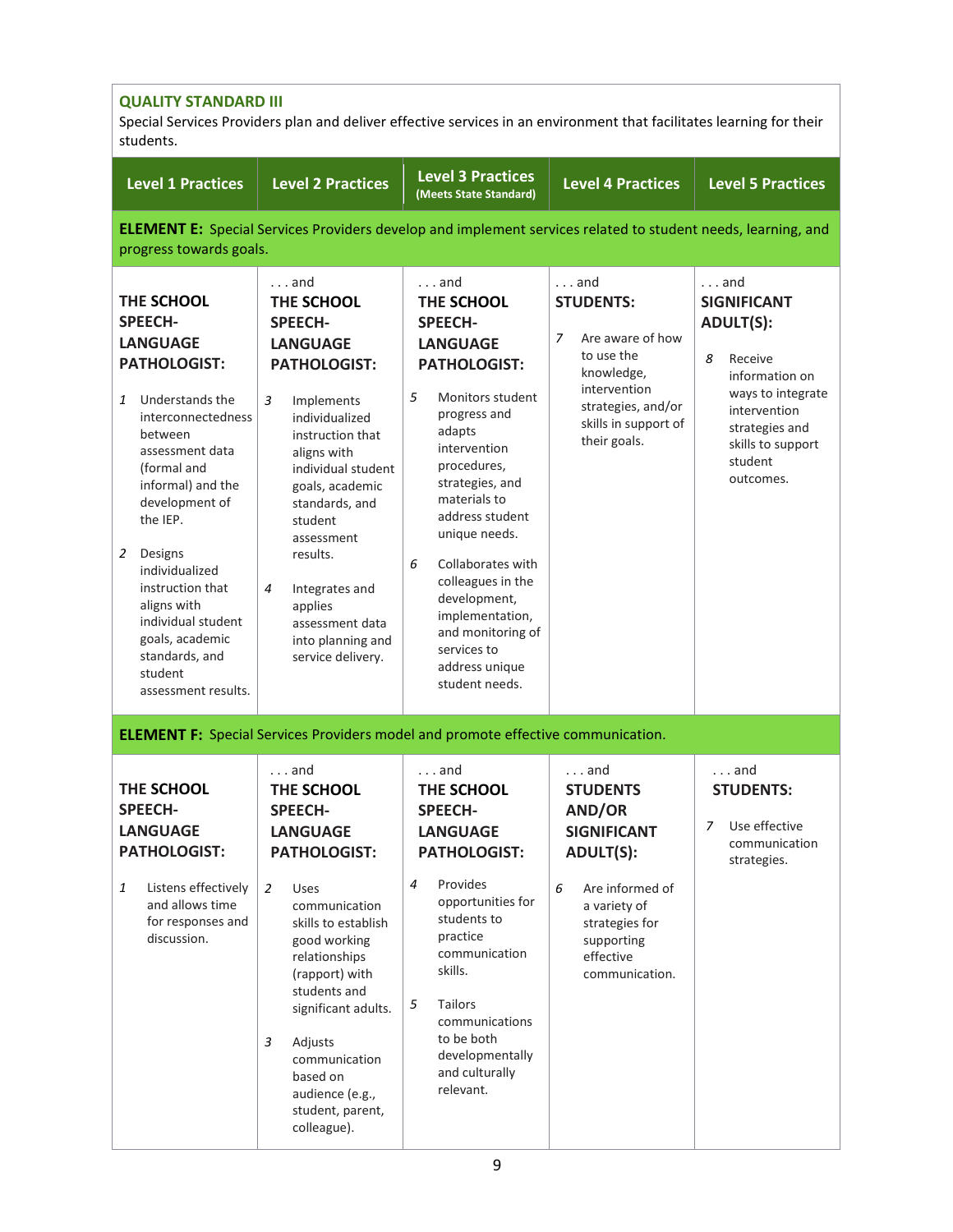**QUALITY STANDARD III**

Special Services Providers plan and deliver effective services in an environment that facilitates learning for their students.

| Level 1 Practices | Level 2 Practices | Level 3 Practices (Meets State Standard) | Level 4 Practices | Level 5 Practices |
|---|---|---|---|---|
| **ELEMENT E:** Special Services Providers develop and implement services related to student needs, learning, and progress towards goals. | | | | |
| **THE SCHOOL SPEECH-LANGUAGE PATHOLOGIST:** | . . . and **THE SCHOOL SPEECH-LANGUAGE PATHOLOGIST:** | . . . and **THE SCHOOL SPEECH-LANGUAGE PATHOLOGIST:** | . . . and **STUDENTS:** | . . . and **SIGNIFICANT ADULT(S):** |
| 1 Understands the interconnectedness between assessment data (formal and informal) and the development of the IEP.<br><br>2 Designs individualized instruction that aligns with individual student goals, academic standards, and student assessment results. | 3 Implements individualized instruction that aligns with individual student goals, academic standards, and student assessment results.<br><br>4 Integrates and applies assessment data into planning and service delivery. | 5 Monitors student progress and adapts intervention procedures, strategies, and materials to address student unique needs.<br><br>6 Collaborates with colleagues in the development, implementation, and monitoring of services to address unique student needs. | 7 Are aware of how to use the knowledge, intervention strategies, and/or skills in support of their goals. | 8 Receive information on ways to integrate intervention strategies and skills to support student outcomes. |
| **ELEMENT F:** Special Services Providers model and promote effective communication. | | | | |
| **THE SCHOOL SPEECH-LANGUAGE PATHOLOGIST:** | . . . and **THE SCHOOL SPEECH-LANGUAGE PATHOLOGIST:** | . . . and **THE SCHOOL SPEECH-LANGUAGE PATHOLOGIST:** | . . . and **STUDENTS AND/OR SIGNIFICANT ADULT(S):** | . . . and **STUDENTS:** |
| 1 Listens effectively and allows time for responses and discussion. | 2 Uses communication skills to establish good working relationships (rapport) with students and significant adults.<br><br>3 Adjusts communication based on audience (e.g., student, parent, colleague). | 4 Provides opportunities for students to practice communication skills.<br><br>5 Tailors communications to be both developmentally and culturally relevant. | 6 Are informed of a variety of strategies for supporting effective communication. | 7 Use effective communication strategies. |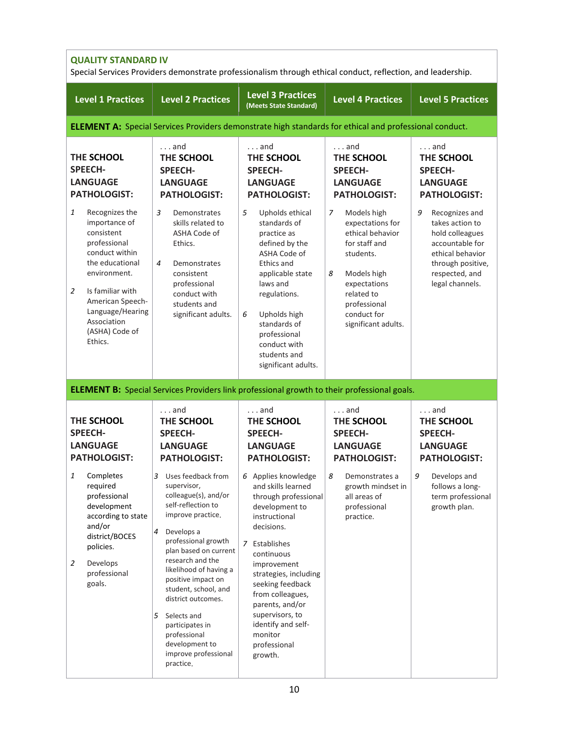**QUALITY STANDARD IV**

Special Services Providers demonstrate professionalism through ethical conduct, reflection, and leadership.

| Level 1 Practices | Level 2 Practices | Level 3 Practices (Meets State Standard) | Level 4 Practices | Level 5 Practices |
|---|---|---|---|---|
| **ELEMENT A:** Special Services Providers demonstrate high standards for ethical and professional conduct. | | | | |
| **THE SCHOOL SPEECH-LANGUAGE PATHOLOGIST:** | . . . and **THE SCHOOL SPEECH-LANGUAGE PATHOLOGIST:** | . . . and **THE SCHOOL SPEECH-LANGUAGE PATHOLOGIST:** | . . . and **THE SCHOOL SPEECH-LANGUAGE PATHOLOGIST:** | . . . and **THE SCHOOL SPEECH-LANGUAGE PATHOLOGIST:** |
| 1 Recognizes the importance of consistent professional conduct within the educational environment.<br><br>2 Is familiar with American Speech-Language/Hearing Association (ASHA) Code of Ethics. | 3 Demonstrates skills related to ASHA Code of Ethics.<br><br>4 Demonstrates consistent professional conduct with students and significant adults. | 5 Upholds ethical standards of practice as defined by the ASHA Code of Ethics and applicable state laws and regulations.<br><br>6 Upholds high standards of professional conduct with students and significant adults. | 7 Models high expectations for ethical behavior for staff and students.<br><br>8 Models high expectations related to professional conduct for significant adults. | 9 Recognizes and takes action to hold colleagues accountable for ethical behavior through positive, respected, and legal channels. |
| **ELEMENT B:** Special Services Providers link professional growth to their professional goals. | | | | |
| **THE SCHOOL SPEECH-LANGUAGE PATHOLOGIST:** | . . . and **THE SCHOOL SPEECH-LANGUAGE PATHOLOGIST:** | . . . and **THE SCHOOL SPEECH-LANGUAGE PATHOLOGIST:** | . . . and **THE SCHOOL SPEECH-LANGUAGE PATHOLOGIST:** | . . . and **THE SCHOOL SPEECH-LANGUAGE PATHOLOGIST:** |
| 1 Completes required professional development according to state and/or district/BOCES policies.<br><br>2 Develops professional goals. | 3 Uses feedback from supervisor, colleague(s), and/or self-reflection to improve practice.<br><br>4 Develops a professional growth plan based on current research and the likelihood of having a positive impact on student, school, and district outcomes.<br><br>5 Selects and participates in professional development to improve professional practice. | 6 Applies knowledge and skills learned through professional development to instructional decisions.<br><br>7 Establishes continuous improvement strategies, including seeking feedback from colleagues, parents, and/or supervisors, to identify and self-monitor professional growth. | 8 Demonstrates a growth mindset in all areas of professional practice. | 9 Develops and follows a long-term professional growth plan. |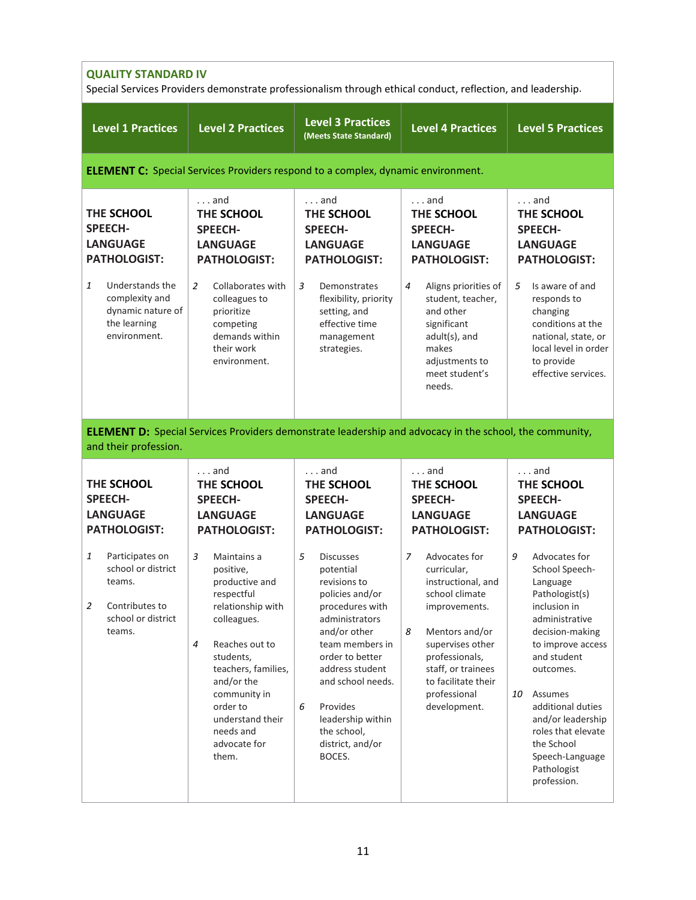**QUALITY STANDARD IV**

Special Services Providers demonstrate professionalism through ethical conduct, reflection, and leadership.

| Level 1 Practices | Level 2 Practices | Level 3 Practices (Meets State Standard) | Level 4 Practices | Level 5 Practices |
|---|---|---|---|---|
| **ELEMENT C:** Special Services Providers respond to a complex, dynamic environment. | | | | |
| **THE SCHOOL SPEECH-LANGUAGE PATHOLOGIST:** | . . . and **THE SCHOOL SPEECH-LANGUAGE PATHOLOGIST:** | . . . and **THE SCHOOL SPEECH-LANGUAGE PATHOLOGIST:** | . . . and **THE SCHOOL SPEECH-LANGUAGE PATHOLOGIST:** | . . . and **THE SCHOOL SPEECH-LANGUAGE PATHOLOGIST:** |
| 1 Understands the complexity and dynamic nature of the learning environment. | 2 Collaborates with colleagues to prioritize competing demands within their work environment. | 3 Demonstrates flexibility, priority setting, and effective time management strategies. | 4 Aligns priorities of student, teacher, and other significant adult(s), and makes adjustments to meet student's needs. | 5 Is aware of and responds to changing conditions at the national, state, or local level in order to provide effective services. |
| **ELEMENT D:** Special Services Providers demonstrate leadership and advocacy in the school, the community, and their profession. | | | | |
| **THE SCHOOL SPEECH-LANGUAGE PATHOLOGIST:** | . . . and **THE SCHOOL SPEECH-LANGUAGE PATHOLOGIST:** | . . . and **THE SCHOOL SPEECH-LANGUAGE PATHOLOGIST:** | . . . and **THE SCHOOL SPEECH-LANGUAGE PATHOLOGIST:** | . . . and **THE SCHOOL SPEECH-LANGUAGE PATHOLOGIST:** |
| 1 Participates on school or district teams.<br><br>2 Contributes to school or district teams. | 3 Maintains a positive, productive and respectful relationship with colleagues.<br><br>4 Reaches out to students, teachers, families, and/or the community in order to understand their needs and advocate for them. | 5 Discusses potential revisions to policies and/or procedures with administrators and/or other team members in order to better address student and school needs.<br><br>6 Provides leadership within the school, district, and/or BOCES. | 7 Advocates for curricular, instructional, and school climate improvements.<br><br>8 Mentors and/or supervises other professionals, staff, or trainees to facilitate their professional development. | 9 Advocates for School Speech-Language Pathologist(s) inclusion in administrative decision-making to improve access and student outcomes.<br><br>10 Assumes additional duties and/or leadership roles that elevate the School Speech-Language Pathologist profession. |